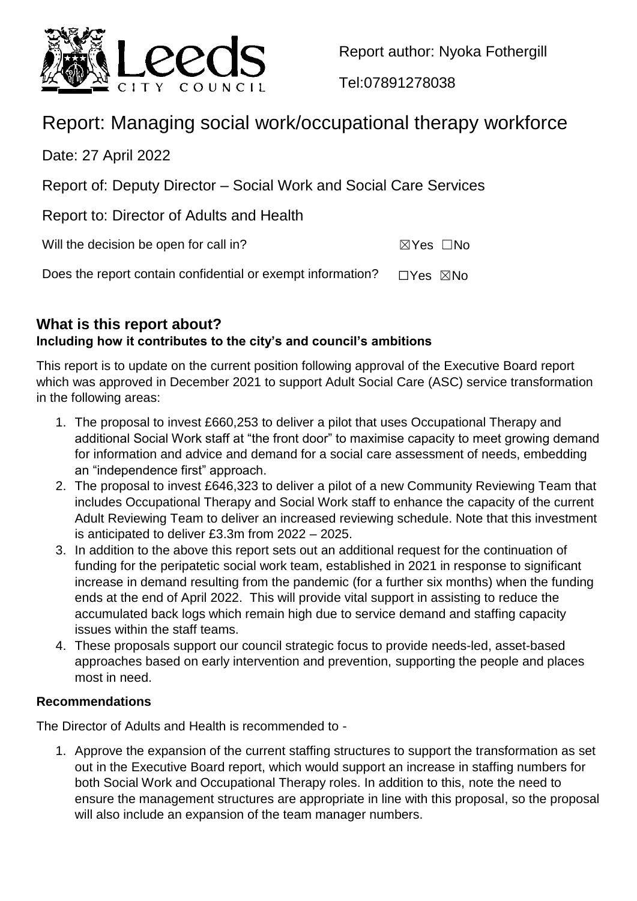Report author: Nyoka Fothergill

Tel:07891278038

# Report: Managing social work/occupational therapy workforce

Date: 27 April 2022

Report of: Deputy Director – Social Work and Social Care Services

Report to: Director of Adults and Health

Will the decision be open for call in? ☒Yes ☐No

Does the report contain confidential or exempt information? ☐Yes ☒No

## What is this report about?

### Including how it contributes to the city's and council's ambitions

This report is to update on the current position following approval of the Executive Board report which was approved in December 2021 to support Adult Social Care (ASC) service transformation in the following areas:

1. The proposal to invest £660,253 to deliver a pilot that uses Occupational Therapy and additional Social Work staff at "the front door" to maximise capacity to meet growing demand for information and advice and demand for a social care assessment of needs, embedding an "independence first" approach.
2. The proposal to invest £646,323 to deliver a pilot of a new Community Reviewing Team that includes Occupational Therapy and Social Work staff to enhance the capacity of the current Adult Reviewing Team to deliver an increased reviewing schedule. Note that this investment is anticipated to deliver £3.3m from 2022 – 2025.
3. In addition to the above this report sets out an additional request for the continuation of funding for the peripatetic social work team, established in 2021 in response to significant increase in demand resulting from the pandemic (for a further six months) when the funding ends at the end of April 2022. This will provide vital support in assisting to reduce the accumulated back logs which remain high due to service demand and staffing capacity issues within the staff teams.
4. These proposals support our council strategic focus to provide needs-led, asset-based approaches based on early intervention and prevention, supporting the people and places most in need.

### Recommendations

The Director of Adults and Health is recommended to -

1. Approve the expansion of the current staffing structures to support the transformation as set out in the Executive Board report, which would support an increase in staffing numbers for both Social Work and Occupational Therapy roles. In addition to this, note the need to ensure the management structures are appropriate in line with this proposal, so the proposal will also include an expansion of the team manager numbers.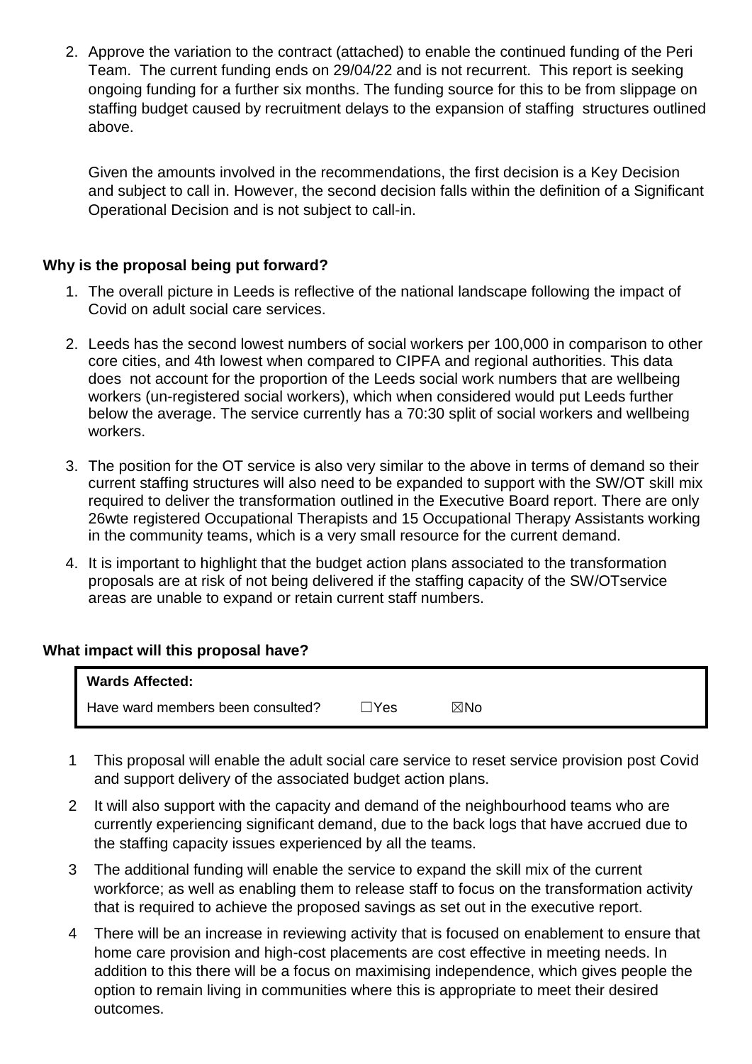2. Approve the variation to the contract (attached) to enable the continued funding of the Peri Team. The current funding ends on 29/04/22 and is not recurrent. This report is seeking ongoing funding for a further six months. The funding source for this to be from slippage on staffing budget caused by recruitment delays to the expansion of staffing structures outlined above.

   Given the amounts involved in the recommendations, the first decision is a Key Decision and subject to call in. However, the second decision falls within the definition of a Significant Operational Decision and is not subject to call-in.

**Why is the proposal being put forward?**

1. The overall picture in Leeds is reflective of the national landscape following the impact of Covid on adult social care services.
2. Leeds has the second lowest numbers of social workers per 100,000 in comparison to other core cities, and 4th lowest when compared to CIPFA and regional authorities. This data does not account for the proportion of the Leeds social work numbers that are wellbeing workers (un-registered social workers), which when considered would put Leeds further below the average. The service currently has a 70:30 split of social workers and wellbeing workers.
3. The position for the OT service is also very similar to the above in terms of demand so their current staffing structures will also need to be expanded to support with the SW/OT skill mix required to deliver the transformation outlined in the Executive Board report. There are only 26wte registered Occupational Therapists and 15 Occupational Therapy Assistants working in the community teams, which is a very small resource for the current demand.
4. It is important to highlight that the budget action plans associated to the transformation proposals are at risk of not being delivered if the staffing capacity of the SW/OTservice areas are unable to expand or retain current staff numbers.

**What impact will this proposal have?**

| **Wards Affected:** | | |
|---|---|---|
| Have ward members been consulted? | ☐Yes | ☒No |

1. This proposal will enable the adult social care service to reset service provision post Covid and support delivery of the associated budget action plans.
2. It will also support with the capacity and demand of the neighbourhood teams who are currently experiencing significant demand, due to the back logs that have accrued due to the staffing capacity issues experienced by all the teams.
3. The additional funding will enable the service to expand the skill mix of the current workforce; as well as enabling them to release staff to focus on the transformation activity that is required to achieve the proposed savings as set out in the executive report.
4. There will be an increase in reviewing activity that is focused on enablement to ensure that home care provision and high-cost placements are cost effective in meeting needs. In addition to this there will be a focus on maximising independence, which gives people the option to remain living in communities where this is appropriate to meet their desired outcomes.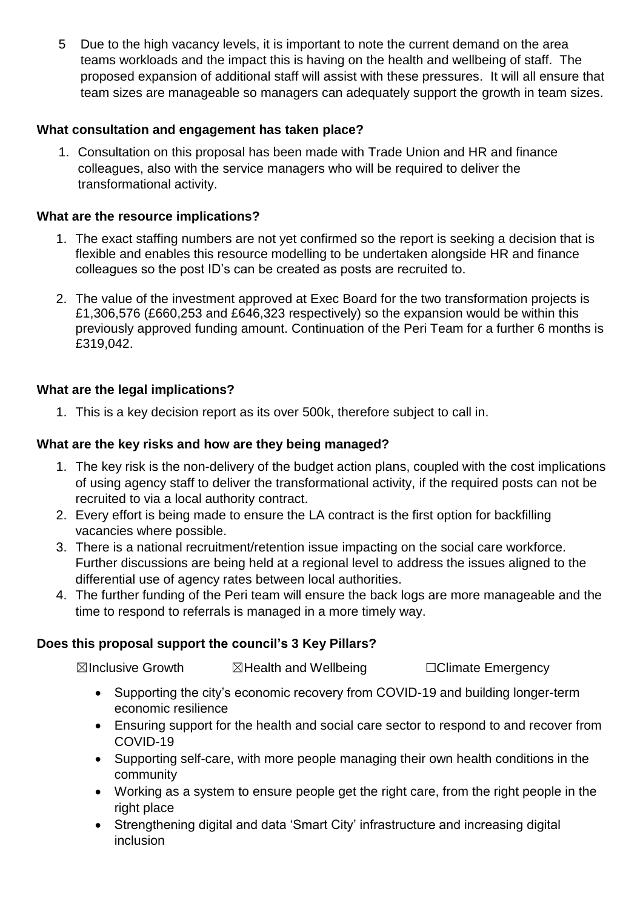5 Due to the high vacancy levels, it is important to note the current demand on the area teams workloads and the impact this is having on the health and wellbeing of staff. The proposed expansion of additional staff will assist with these pressures. It will all ensure that team sizes are manageable so managers can adequately support the growth in team sizes.

**What consultation and engagement has taken place?**

1. Consultation on this proposal has been made with Trade Union and HR and finance colleagues, also with the service managers who will be required to deliver the transformational activity.

**What are the resource implications?**

1. The exact staffing numbers are not yet confirmed so the report is seeking a decision that is flexible and enables this resource modelling to be undertaken alongside HR and finance colleagues so the post ID's can be created as posts are recruited to.

2. The value of the investment approved at Exec Board for the two transformation projects is £1,306,576 (£660,253 and £646,323 respectively) so the expansion would be within this previously approved funding amount. Continuation of the Peri Team for a further 6 months is £319,042.

**What are the legal implications?**

1. This is a key decision report as its over 500k, therefore subject to call in.

**What are the key risks and how are they being managed?**

1. The key risk is the non-delivery of the budget action plans, coupled with the cost implications of using agency staff to deliver the transformational activity, if the required posts can not be recruited to via a local authority contract.
2. Every effort is being made to ensure the LA contract is the first option for backfilling vacancies where possible.
3. There is a national recruitment/retention issue impacting on the social care workforce. Further discussions are being held at a regional level to address the issues aligned to the differential use of agency rates between local authorities.
4. The further funding of the Peri team will ensure the back logs are more manageable and the time to respond to referrals is managed in a more timely way.

**Does this proposal support the council's 3 Key Pillars?**

☒Inclusive Growth ☒Health and Wellbeing ☐Climate Emergency

- Supporting the city's economic recovery from COVID-19 and building longer-term economic resilience
- Ensuring support for the health and social care sector to respond to and recover from COVID-19
- Supporting self-care, with more people managing their own health conditions in the community
- Working as a system to ensure people get the right care, from the right people in the right place
- Strengthening digital and data 'Smart City' infrastructure and increasing digital inclusion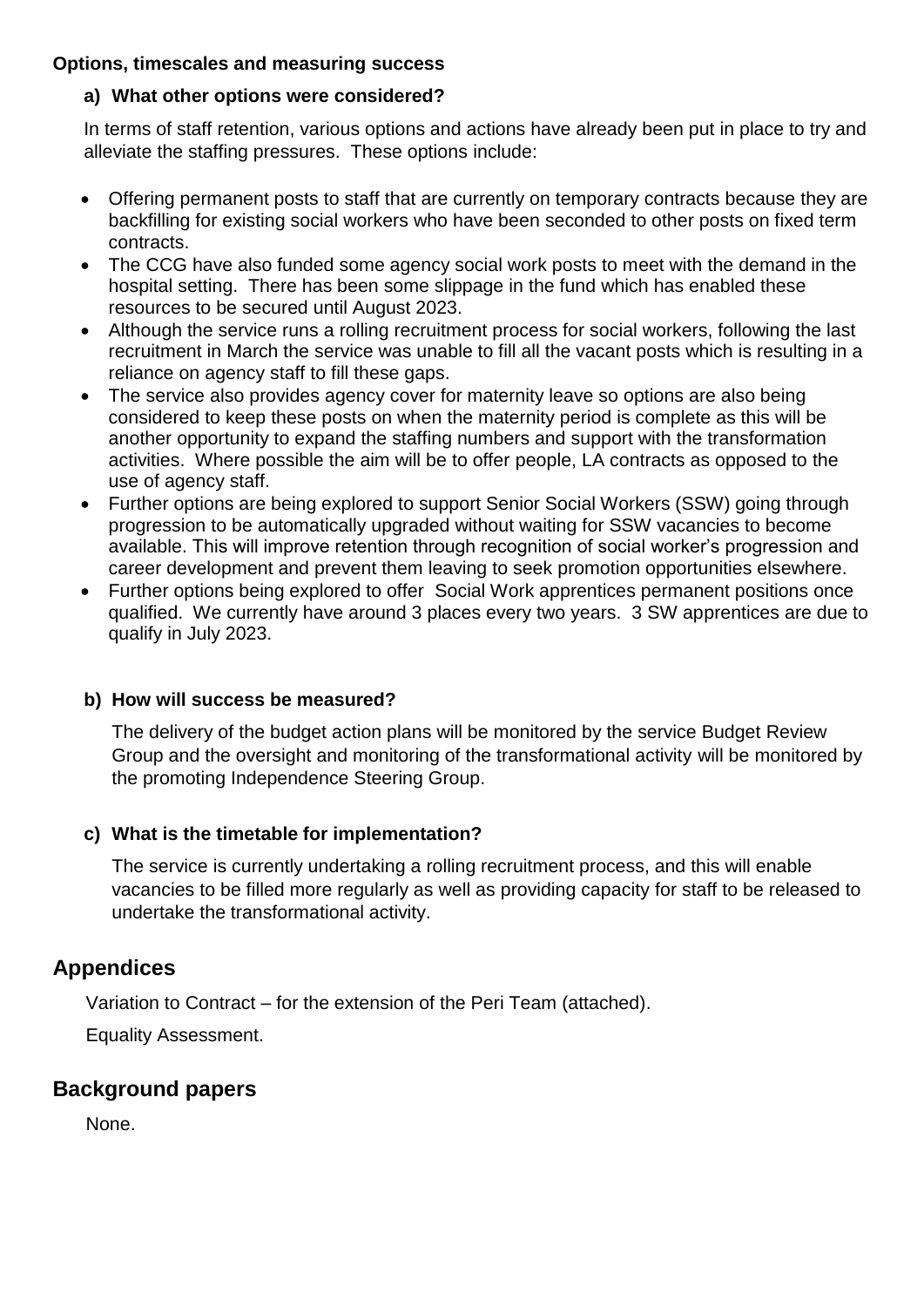**Options, timescales and measuring success**

**a) What other options were considered?**

In terms of staff retention, various options and actions have already been put in place to try and alleviate the staffing pressures. These options include:

- Offering permanent posts to staff that are currently on temporary contracts because they are backfilling for existing social workers who have been seconded to other posts on fixed term contracts.
- The CCG have also funded some agency social work posts to meet with the demand in the hospital setting. There has been some slippage in the fund which has enabled these resources to be secured until August 2023.
- Although the service runs a rolling recruitment process for social workers, following the last recruitment in March the service was unable to fill all the vacant posts which is resulting in a reliance on agency staff to fill these gaps.
- The service also provides agency cover for maternity leave so options are also being considered to keep these posts on when the maternity period is complete as this will be another opportunity to expand the staffing numbers and support with the transformation activities. Where possible the aim will be to offer people, LA contracts as opposed to the use of agency staff.
- Further options are being explored to support Senior Social Workers (SSW) going through progression to be automatically upgraded without waiting for SSW vacancies to become available. This will improve retention through recognition of social worker's progression and career development and prevent them leaving to seek promotion opportunities elsewhere.
- Further options being explored to offer Social Work apprentices permanent positions once qualified. We currently have around 3 places every two years. 3 SW apprentices are due to qualify in July 2023.

**b) How will success be measured?**

The delivery of the budget action plans will be monitored by the service Budget Review Group and the oversight and monitoring of the transformational activity will be monitored by the promoting Independence Steering Group.

**c) What is the timetable for implementation?**

The service is currently undertaking a rolling recruitment process, and this will enable vacancies to be filled more regularly as well as providing capacity for staff to be released to undertake the transformational activity.

## Appendices

Variation to Contract – for the extension of the Peri Team (attached).

Equality Assessment.

## Background papers

None.